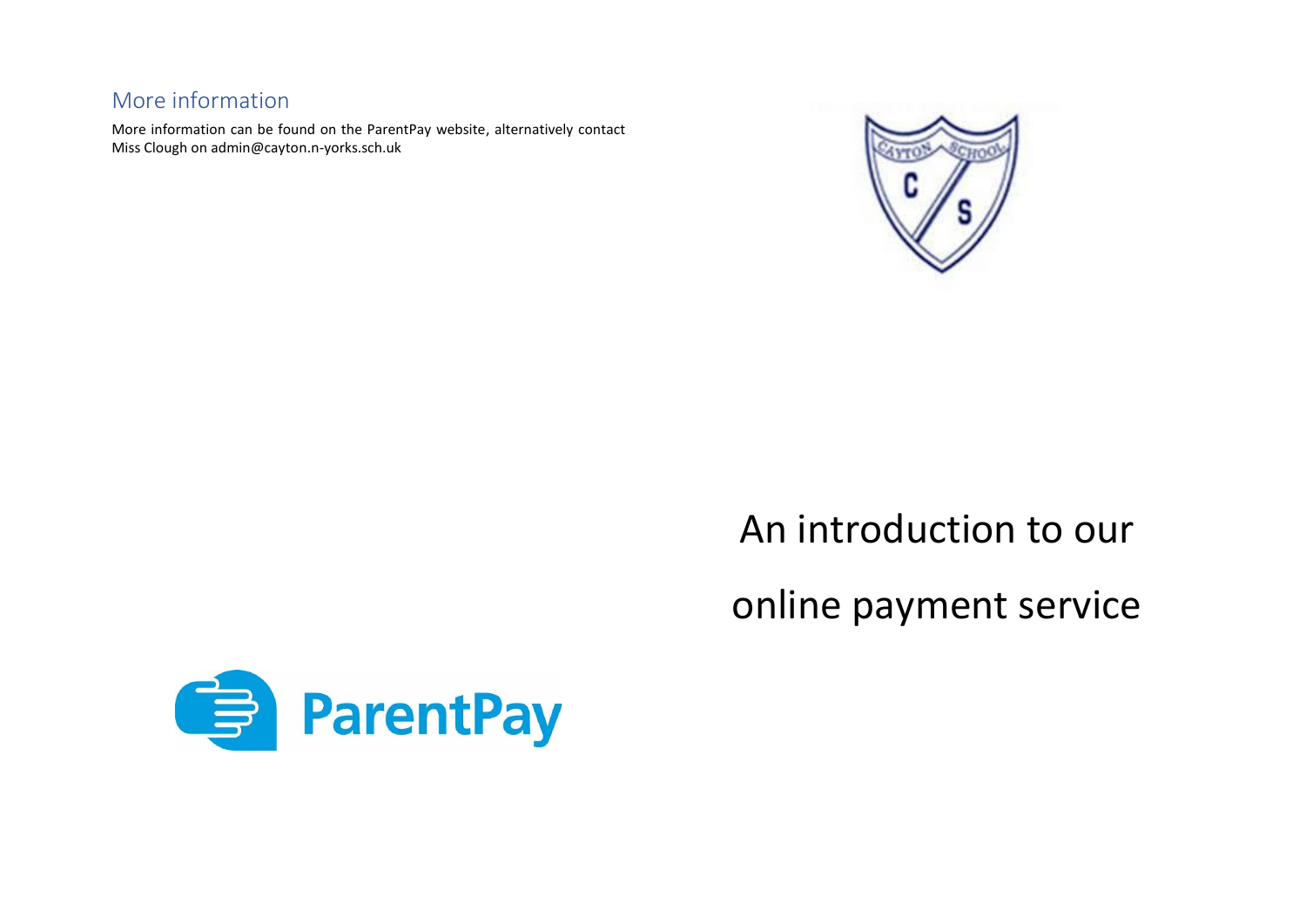## More information

More information can be found on the ParentPay website, alternatively contact Miss Clough on admin@cayton.n-yorks.sch.uk

# An introduction to our online payment service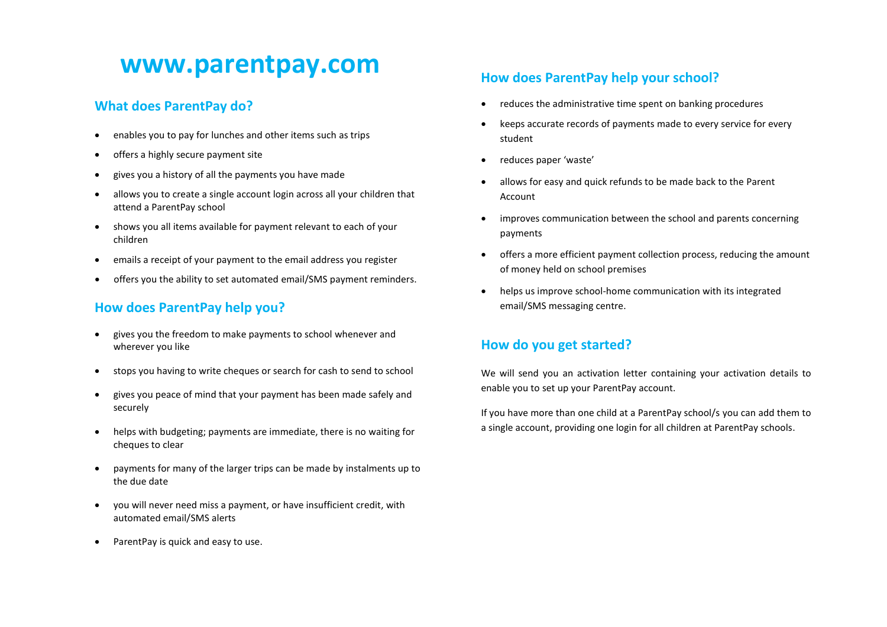# www.parentpay.com

## What does ParentPay do?

- enables you to pay for lunches and other items such as trips
- offers a highly secure payment site
- gives you a history of all the payments you have made
- allows you to create a single account login across all your children that attend a ParentPay school
- shows you all items available for payment relevant to each of your children
- emails a receipt of your payment to the email address you register
- offers you the ability to set automated email/SMS payment reminders.

## How does ParentPay help you?

- gives you the freedom to make payments to school whenever and wherever you like
- stops you having to write cheques or search for cash to send to school
- gives you peace of mind that your payment has been made safely and securely
- helps with budgeting; payments are immediate, there is no waiting for cheques to clear
- payments for many of the larger trips can be made by instalments up to the due date
- you will never need miss a payment, or have insufficient credit, with automated email/SMS alerts
- ParentPay is quick and easy to use.

## How does ParentPay help your school?

- reduces the administrative time spent on banking procedures
- keeps accurate records of payments made to every service for every student
- reduces paper 'waste'
- allows for easy and quick refunds to be made back to the Parent Account
- improves communication between the school and parents concerning payments
- offers a more efficient payment collection process, reducing the amount of money held on school premises
- helps us improve school-home communication with its integrated email/SMS messaging centre.

## How do you get started?

We will send you an activation letter containing your activation details to enable you to set up your ParentPay account.

If you have more than one child at a ParentPay school/s you can add them to a single account, providing one login for all children at ParentPay schools.